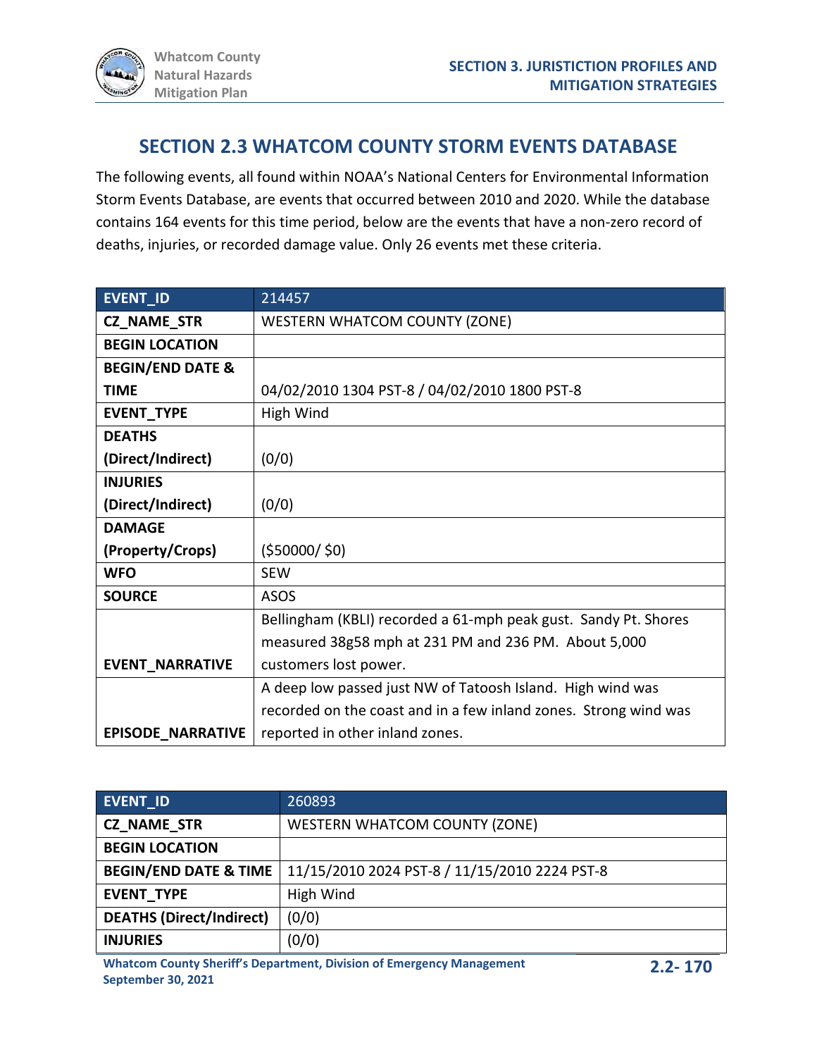## SECTION 2.3 WHATCOM COUNTY STORM EVENTS DATABASE

The following events, all found within NOAA's National Centers for Environmental Information Storm Events Database, are events that occurred between 2010 and 2020. While the database contains 164 events for this time period, below are the events that have a non-zero record of deaths, injuries, or recorded damage value. Only 26 events met these criteria.

| EVENT_ID | 214457 |
|---|---|
| CZ_NAME_STR | WESTERN WHATCOM COUNTY (ZONE) |
| BEGIN LOCATION | |
| BEGIN/END DATE & TIME | 04/02/2010 1304 PST-8 / 04/02/2010 1800 PST-8 |
| EVENT_TYPE | High Wind |
| DEATHS (Direct/Indirect) | (0/0) |
| INJURIES (Direct/Indirect) | (0/0) |
| DAMAGE (Property/Crops) | ($50000/ $0) |
| WFO | SEW |
| SOURCE | ASOS |
| EVENT_NARRATIVE | Bellingham (KBLI) recorded a 61-mph peak gust. Sandy Pt. Shores measured 38g58 mph at 231 PM and 236 PM. About 5,000 customers lost power. |
| EPISODE_NARRATIVE | A deep low passed just NW of Tatoosh Island. High wind was recorded on the coast and in a few inland zones. Strong wind was reported in other inland zones. |

| EVENT_ID | 260893 |
|---|---|
| CZ_NAME_STR | WESTERN WHATCOM COUNTY (ZONE) |
| BEGIN LOCATION | |
| BEGIN/END DATE & TIME | 11/15/2010 2024 PST-8 / 11/15/2010 2224 PST-8 |
| EVENT_TYPE | High Wind |
| DEATHS (Direct/Indirect) | (0/0) |
| INJURIES | (0/0) |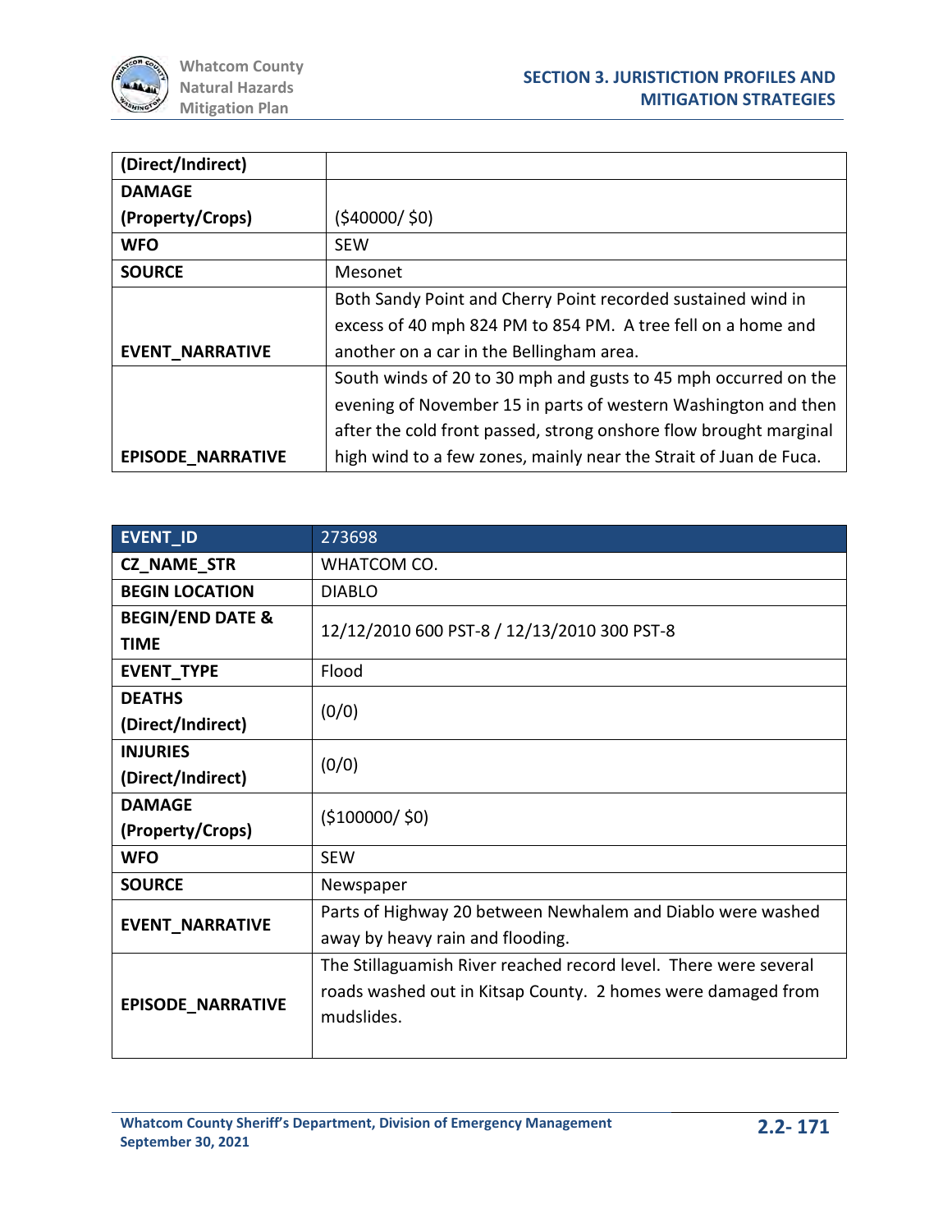| (Direct/Indirect) | |
|---|---|
| DAMAGE (Property/Crops) | ($40000/ $0) |
| WFO | SEW |
| SOURCE | Mesonet |
| EVENT_NARRATIVE | Both Sandy Point and Cherry Point recorded sustained wind in excess of 40 mph 824 PM to 854 PM. A tree fell on a home and another on a car in the Bellingham area. |
| EPISODE_NARRATIVE | South winds of 20 to 30 mph and gusts to 45 mph occurred on the evening of November 15 in parts of western Washington and then after the cold front passed, strong onshore flow brought marginal high wind to a few zones, mainly near the Strait of Juan de Fuca. |

| EVENT_ID | 273698 |
|---|---|
| CZ_NAME_STR | WHATCOM CO. |
| BEGIN LOCATION | DIABLO |
| BEGIN/END DATE & TIME | 12/12/2010 600 PST-8 / 12/13/2010 300 PST-8 |
| EVENT_TYPE | Flood |
| DEATHS (Direct/Indirect) | (0/0) |
| INJURIES (Direct/Indirect) | (0/0) |
| DAMAGE (Property/Crops) | ($100000/ $0) |
| WFO | SEW |
| SOURCE | Newspaper |
| EVENT_NARRATIVE | Parts of Highway 20 between Newhalem and Diablo were washed away by heavy rain and flooding. |
| EPISODE_NARRATIVE | The Stillaguamish River reached record level. There were several roads washed out in Kitsap County. 2 homes were damaged from mudslides. |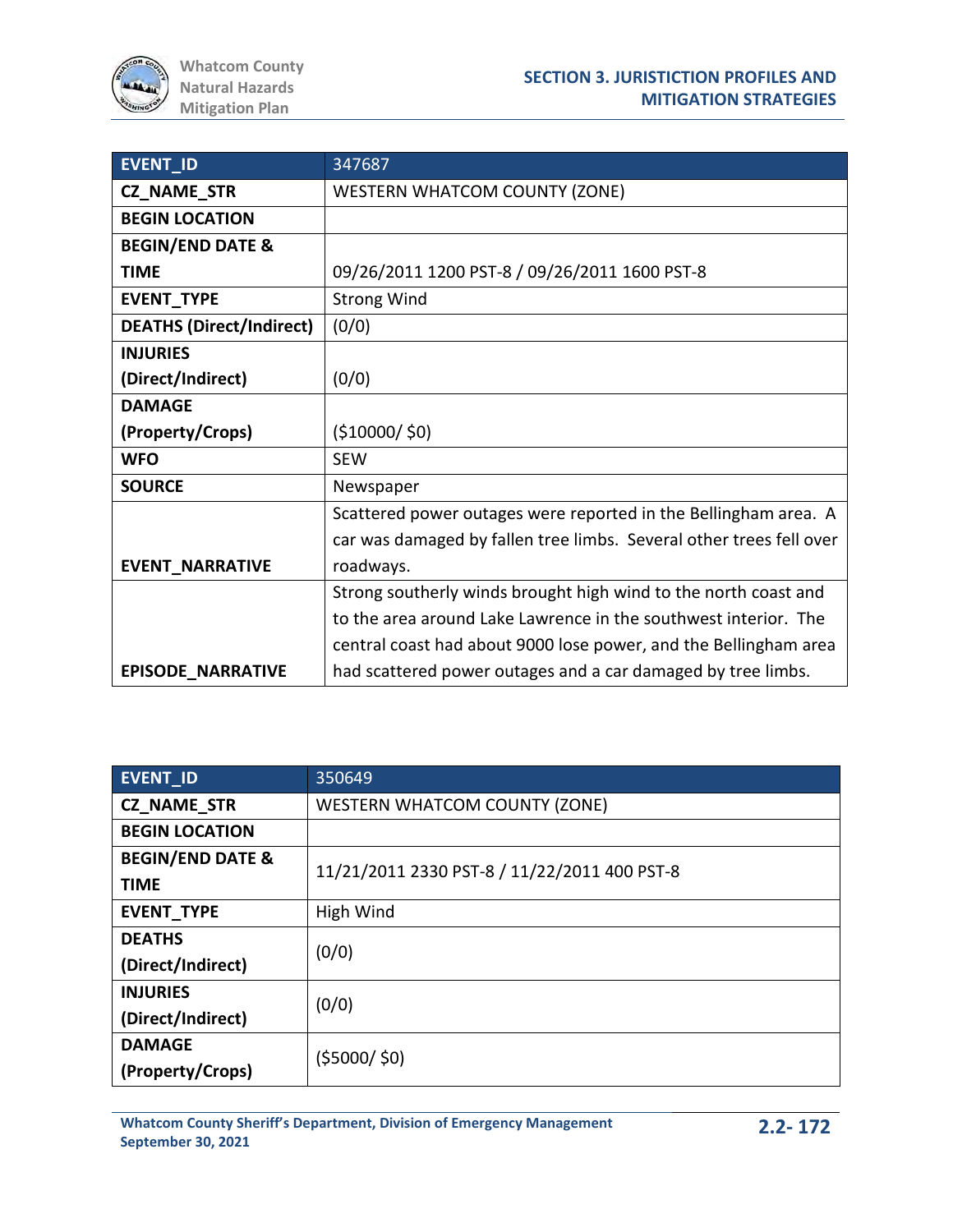| EVENT_ID | 347687 |
| --- | --- |
| CZ_NAME_STR | WESTERN WHATCOM COUNTY (ZONE) |
| BEGIN LOCATION | |
| BEGIN/END DATE & TIME | 09/26/2011 1200 PST-8 / 09/26/2011 1600 PST-8 |
| EVENT_TYPE | Strong Wind |
| DEATHS (Direct/Indirect) | (0/0) |
| INJURIES (Direct/Indirect) | (0/0) |
| DAMAGE (Property/Crops) | ($10000/ $0) |
| WFO | SEW |
| SOURCE | Newspaper |
| EVENT_NARRATIVE | Scattered power outages were reported in the Bellingham area. A car was damaged by fallen tree limbs. Several other trees fell over roadways. |
| EPISODE_NARRATIVE | Strong southerly winds brought high wind to the north coast and to the area around Lake Lawrence in the southwest interior. The central coast had about 9000 lose power, and the Bellingham area had scattered power outages and a car damaged by tree limbs. |

| EVENT_ID | 350649 |
| --- | --- |
| CZ_NAME_STR | WESTERN WHATCOM COUNTY (ZONE) |
| BEGIN LOCATION | |
| BEGIN/END DATE & TIME | 11/21/2011 2330 PST-8 / 11/22/2011 400 PST-8 |
| EVENT_TYPE | High Wind |
| DEATHS (Direct/Indirect) | (0/0) |
| INJURIES (Direct/Indirect) | (0/0) |
| DAMAGE (Property/Crops) | ($5000/ $0) |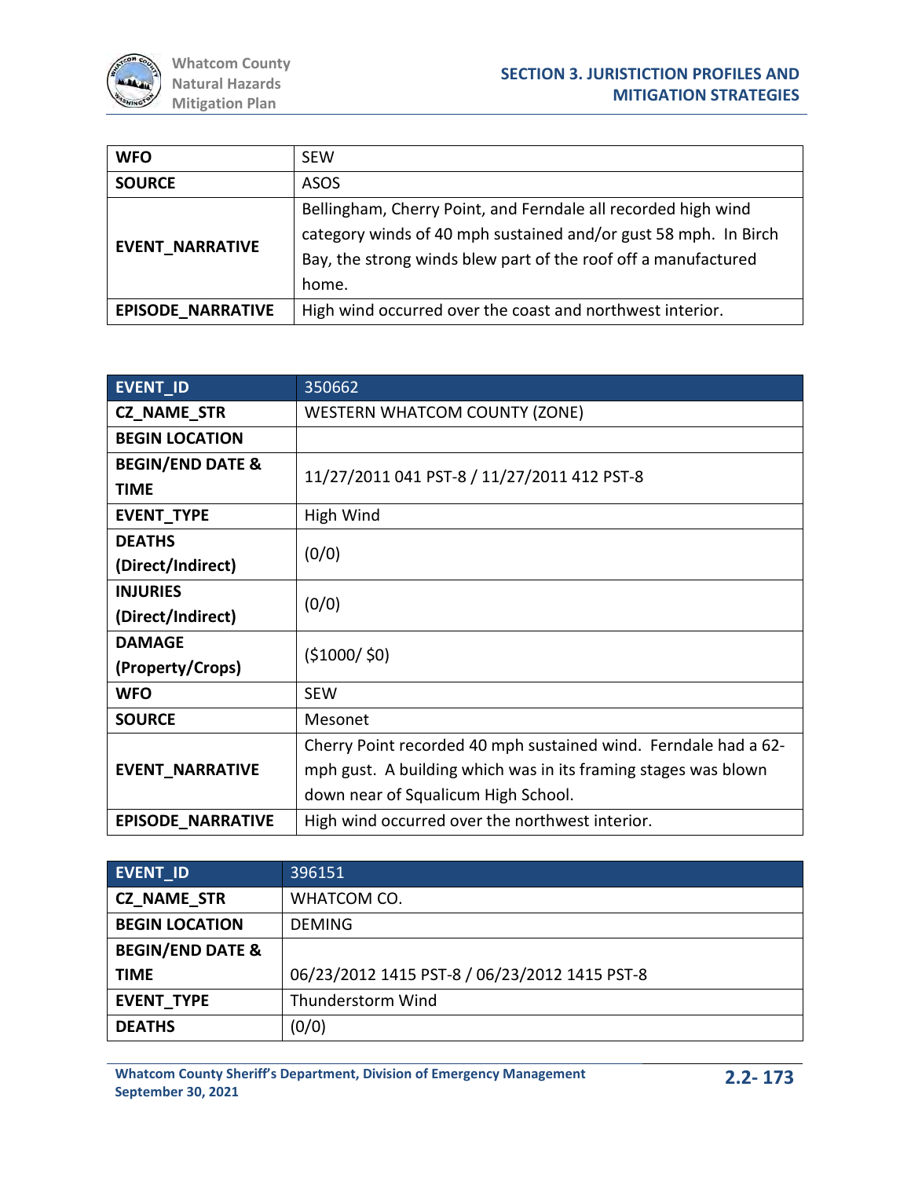| WFO | SEW |
|---|---|
| SOURCE | ASOS |
| EVENT_NARRATIVE | Bellingham, Cherry Point, and Ferndale all recorded high wind category winds of 40 mph sustained and/or gust 58 mph. In Birch Bay, the strong winds blew part of the roof off a manufactured home. |
| EPISODE_NARRATIVE | High wind occurred over the coast and northwest interior. |

| EVENT_ID | 350662 |
|---|---|
| CZ_NAME_STR | WESTERN WHATCOM COUNTY (ZONE) |
| BEGIN LOCATION | |
| BEGIN/END DATE & TIME | 11/27/2011 041 PST-8 / 11/27/2011 412 PST-8 |
| EVENT_TYPE | High Wind |
| DEATHS (Direct/Indirect) | (0/0) |
| INJURIES (Direct/Indirect) | (0/0) |
| DAMAGE (Property/Crops) | ($1000/ $0) |
| WFO | SEW |
| SOURCE | Mesonet |
| EVENT_NARRATIVE | Cherry Point recorded 40 mph sustained wind. Ferndale had a 62-mph gust. A building which was in its framing stages was blown down near of Squalicum High School. |
| EPISODE_NARRATIVE | High wind occurred over the northwest interior. |

| EVENT_ID | 396151 |
|---|---|
| CZ_NAME_STR | WHATCOM CO. |
| BEGIN LOCATION | DEMING |
| BEGIN/END DATE & TIME | 06/23/2012 1415 PST-8 / 06/23/2012 1415 PST-8 |
| EVENT_TYPE | Thunderstorm Wind |
| DEATHS | (0/0) |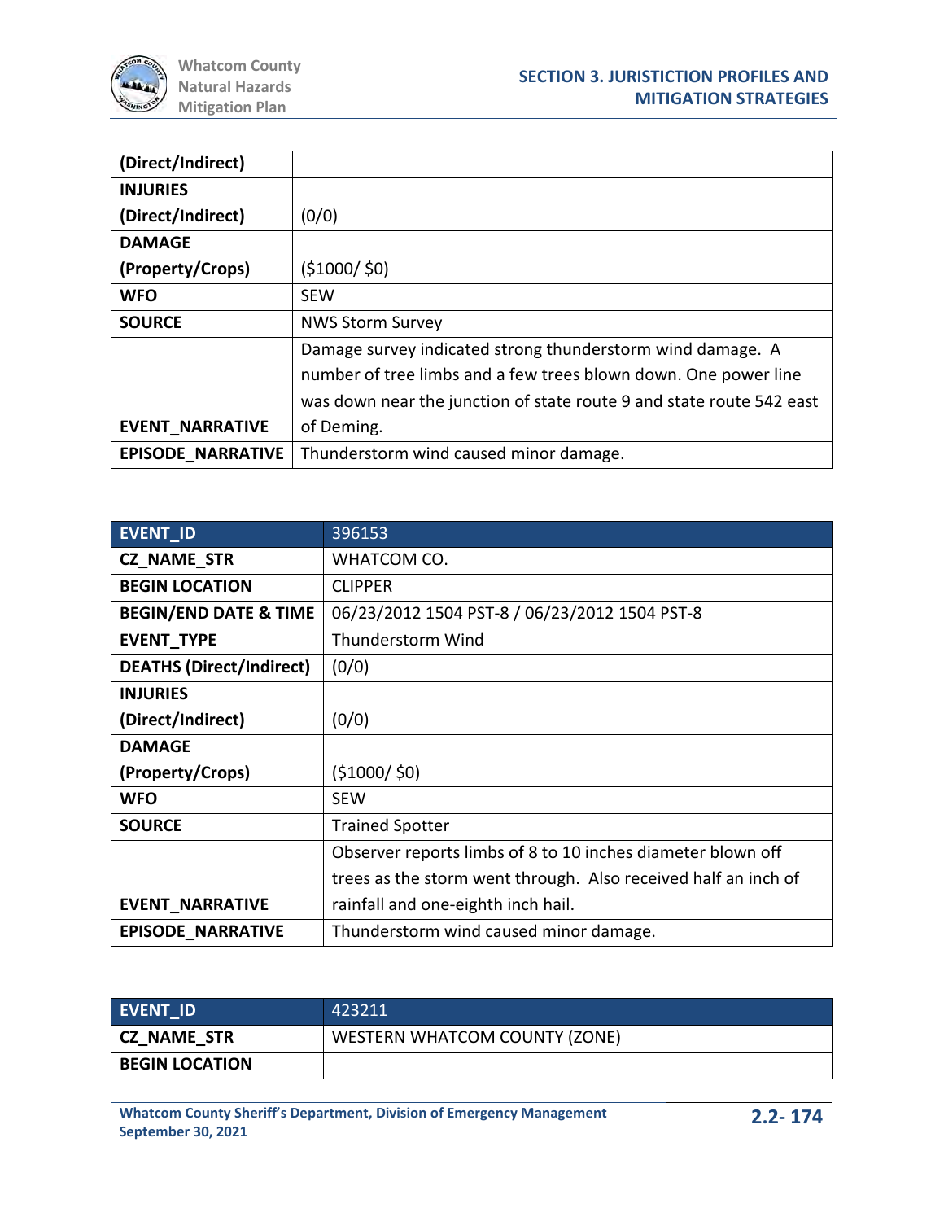| (Direct/Indirect) | |
|---|---|
| INJURIES (Direct/Indirect) | (0/0) |
| DAMAGE (Property/Crops) | ($1000/ $0) |
| WFO | SEW |
| SOURCE | NWS Storm Survey |
| EVENT_NARRATIVE | Damage survey indicated strong thunderstorm wind damage. A number of tree limbs and a few trees blown down. One power line was down near the junction of state route 9 and state route 542 east of Deming. |
| EPISODE_NARRATIVE | Thunderstorm wind caused minor damage. |

| EVENT_ID | 396153 |
|---|---|
| CZ_NAME_STR | WHATCOM CO. |
| BEGIN LOCATION | CLIPPER |
| BEGIN/END DATE & TIME | 06/23/2012 1504 PST-8 / 06/23/2012 1504 PST-8 |
| EVENT_TYPE | Thunderstorm Wind |
| DEATHS (Direct/Indirect) | (0/0) |
| INJURIES (Direct/Indirect) | (0/0) |
| DAMAGE (Property/Crops) | ($1000/ $0) |
| WFO | SEW |
| SOURCE | Trained Spotter |
| EVENT_NARRATIVE | Observer reports limbs of 8 to 10 inches diameter blown off trees as the storm went through. Also received half an inch of rainfall and one-eighth inch hail. |
| EPISODE_NARRATIVE | Thunderstorm wind caused minor damage. |

| EVENT_ID | 423211 |
|---|---|
| CZ_NAME_STR | WESTERN WHATCOM COUNTY (ZONE) |
| BEGIN LOCATION | |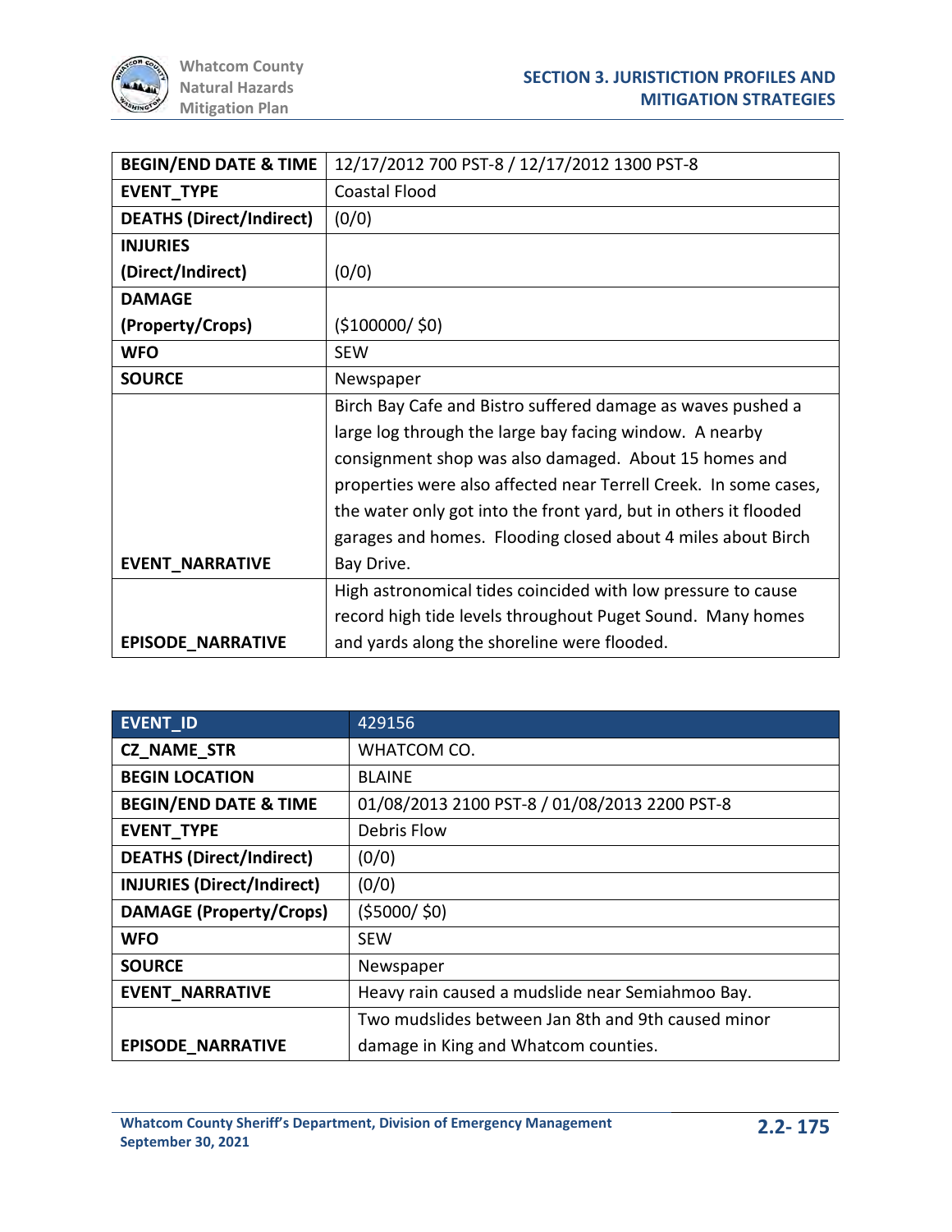| | |
|---|---|
| **BEGIN/END DATE & TIME** | 12/17/2012 700 PST-8 / 12/17/2012 1300 PST-8 |
| **EVENT_TYPE** | Coastal Flood |
| **DEATHS (Direct/Indirect)** | (0/0) |
| **INJURIES (Direct/Indirect)** | (0/0) |
| **DAMAGE (Property/Crops)** | ($100000/ $0) |
| **WFO** | SEW |
| **SOURCE** | Newspaper |
| **EVENT_NARRATIVE** | Birch Bay Cafe and Bistro suffered damage as waves pushed a large log through the large bay facing window. A nearby consignment shop was also damaged. About 15 homes and properties were also affected near Terrell Creek. In some cases, the water only got into the front yard, but in others it flooded garages and homes. Flooding closed about 4 miles about Birch Bay Drive. |
| **EPISODE_NARRATIVE** | High astronomical tides coincided with low pressure to cause record high tide levels throughout Puget Sound. Many homes and yards along the shoreline were flooded. |

| EVENT_ID | 429156 |
|---|---|
| **CZ_NAME_STR** | WHATCOM CO. |
| **BEGIN LOCATION** | BLAINE |
| **BEGIN/END DATE & TIME** | 01/08/2013 2100 PST-8 / 01/08/2013 2200 PST-8 |
| **EVENT_TYPE** | Debris Flow |
| **DEATHS (Direct/Indirect)** | (0/0) |
| **INJURIES (Direct/Indirect)** | (0/0) |
| **DAMAGE (Property/Crops)** | ($5000/ $0) |
| **WFO** | SEW |
| **SOURCE** | Newspaper |
| **EVENT_NARRATIVE** | Heavy rain caused a mudslide near Semiahmoo Bay. |
| **EPISODE_NARRATIVE** | Two mudslides between Jan 8th and 9th caused minor damage in King and Whatcom counties. |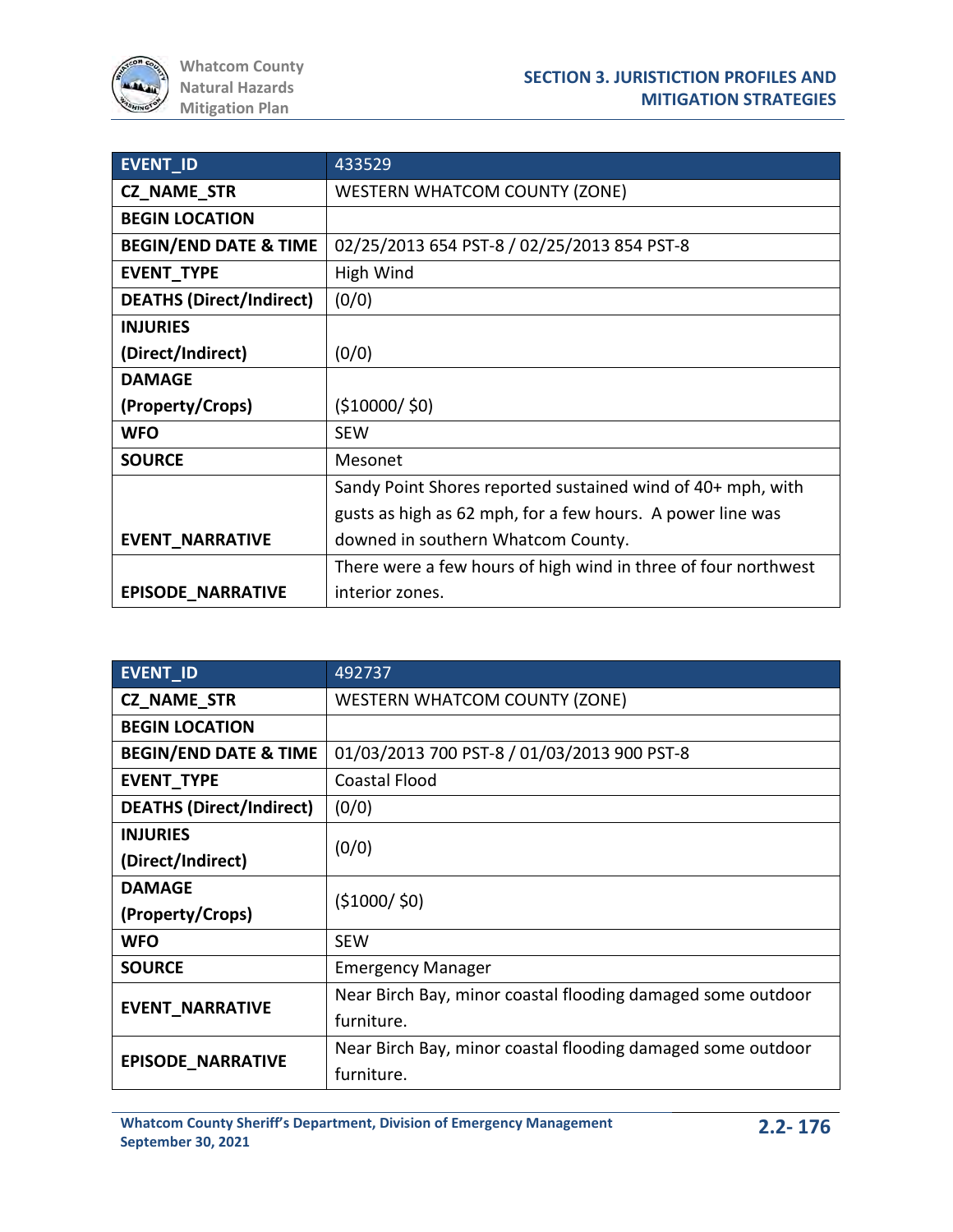| EVENT_ID | 433529 |
|---|---|
| CZ_NAME_STR | WESTERN WHATCOM COUNTY (ZONE) |
| BEGIN LOCATION | |
| BEGIN/END DATE & TIME | 02/25/2013 654 PST-8 / 02/25/2013 854 PST-8 |
| EVENT_TYPE | High Wind |
| DEATHS (Direct/Indirect) | (0/0) |
| INJURIES (Direct/Indirect) | (0/0) |
| DAMAGE (Property/Crops) | ($10000/ $0) |
| WFO | SEW |
| SOURCE | Mesonet |
| EVENT_NARRATIVE | Sandy Point Shores reported sustained wind of 40+ mph, with gusts as high as 62 mph, for a few hours. A power line was downed in southern Whatcom County. |
| EPISODE_NARRATIVE | There were a few hours of high wind in three of four northwest interior zones. |

| EVENT_ID | 492737 |
|---|---|
| CZ_NAME_STR | WESTERN WHATCOM COUNTY (ZONE) |
| BEGIN LOCATION | |
| BEGIN/END DATE & TIME | 01/03/2013 700 PST-8 / 01/03/2013 900 PST-8 |
| EVENT_TYPE | Coastal Flood |
| DEATHS (Direct/Indirect) | (0/0) |
| INJURIES (Direct/Indirect) | (0/0) |
| DAMAGE (Property/Crops) | ($1000/ $0) |
| WFO | SEW |
| SOURCE | Emergency Manager |
| EVENT_NARRATIVE | Near Birch Bay, minor coastal flooding damaged some outdoor furniture. |
| EPISODE_NARRATIVE | Near Birch Bay, minor coastal flooding damaged some outdoor furniture. |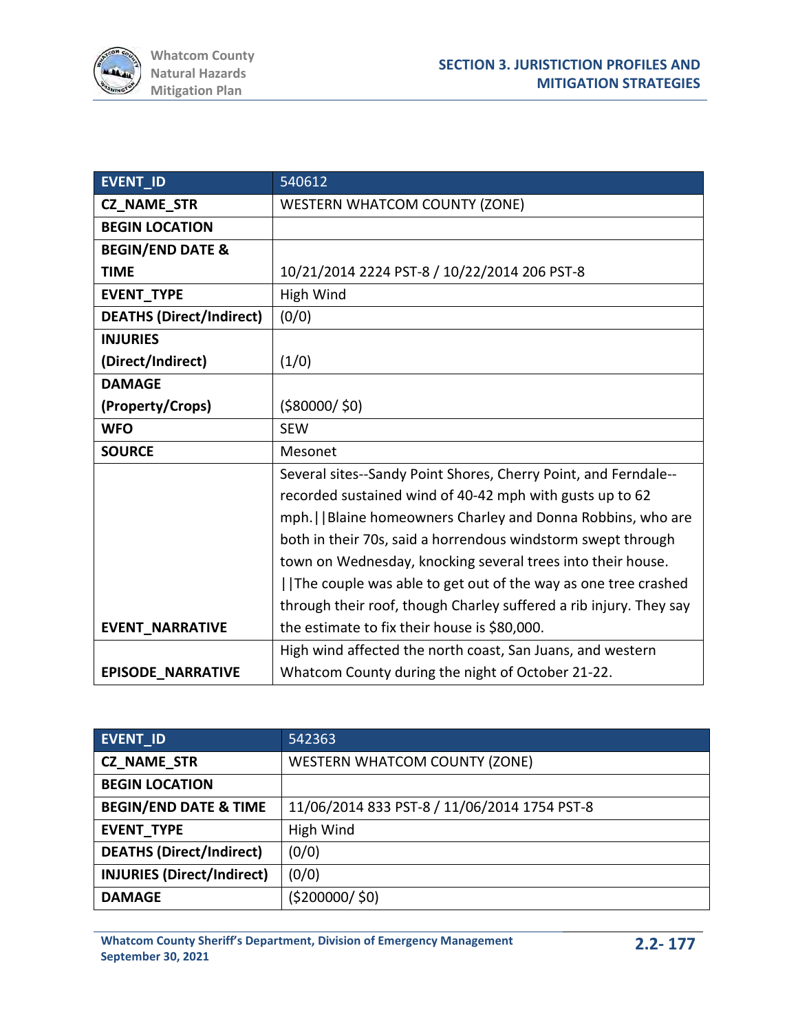| EVENT_ID | 540612 |
|---|---|
| CZ_NAME_STR | WESTERN WHATCOM COUNTY (ZONE) |
| BEGIN LOCATION | |
| BEGIN/END DATE & TIME | 10/21/2014 2224 PST-8 / 10/22/2014 206 PST-8 |
| EVENT_TYPE | High Wind |
| DEATHS (Direct/Indirect) | (0/0) |
| INJURIES (Direct/Indirect) | (1/0) |
| DAMAGE (Property/Crops) | ($80000/ $0) |
| WFO | SEW |
| SOURCE | Mesonet |
| EVENT_NARRATIVE | Several sites--Sandy Point Shores, Cherry Point, and Ferndale--recorded sustained wind of 40-42 mph with gusts up to 62 mph.\|\|Blaine homeowners Charley and Donna Robbins, who are both in their 70s, said a horrendous windstorm swept through town on Wednesday, knocking several trees into their house.\|\|The couple was able to get out of the way as one tree crashed through their roof, though Charley suffered a rib injury. They say the estimate to fix their house is $80,000. |
| EPISODE_NARRATIVE | High wind affected the north coast, San Juans, and western Whatcom County during the night of October 21-22. |

| EVENT_ID | 542363 |
|---|---|
| CZ_NAME_STR | WESTERN WHATCOM COUNTY (ZONE) |
| BEGIN LOCATION | |
| BEGIN/END DATE & TIME | 11/06/2014 833 PST-8 / 11/06/2014 1754 PST-8 |
| EVENT_TYPE | High Wind |
| DEATHS (Direct/Indirect) | (0/0) |
| INJURIES (Direct/Indirect) | (0/0) |
| DAMAGE | ($200000/ $0) |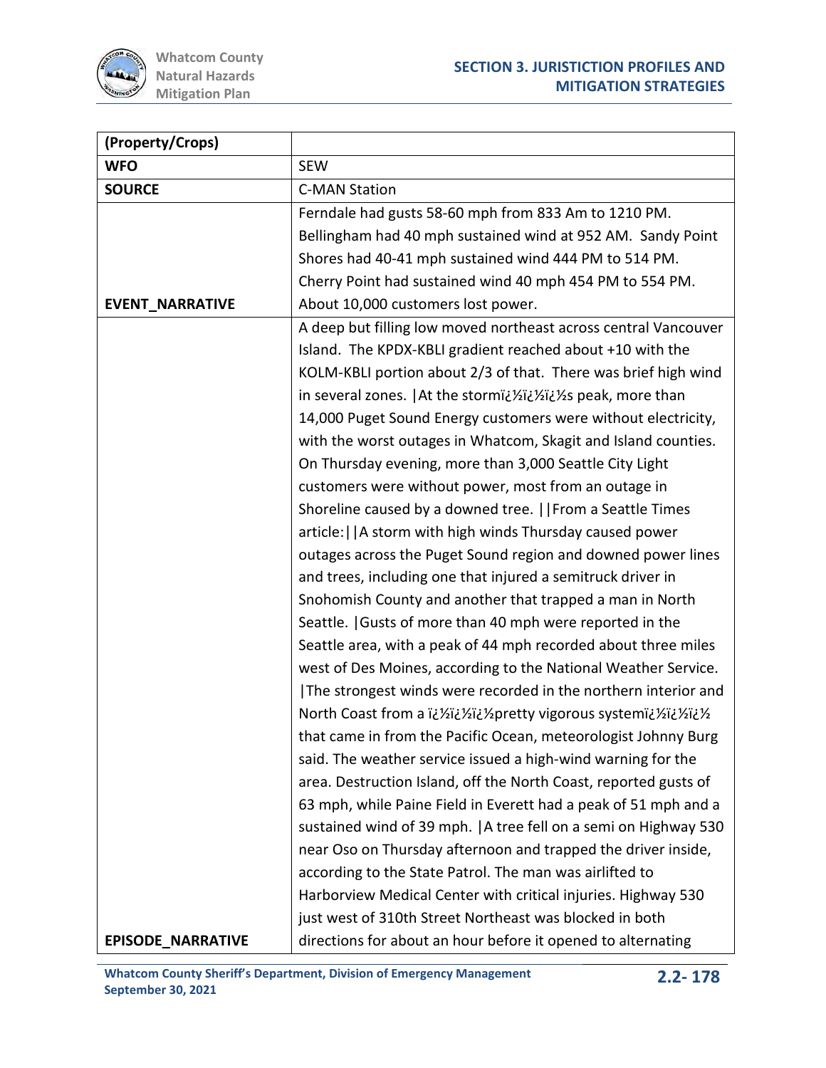| (Property/Crops) | |
|---|---|
| WFO | SEW |
| SOURCE | C-MAN Station |
| EVENT_NARRATIVE | Ferndale had gusts 58-60 mph from 833 Am to 1210 PM. Bellingham had 40 mph sustained wind at 952 AM. Sandy Point Shores had 40-41 mph sustained wind 444 PM to 514 PM. Cherry Point had sustained wind 40 mph 454 PM to 554 PM. About 10,000 customers lost power. |
| EPISODE_NARRATIVE | A deep but filling low moved northeast across central Vancouver Island. The KPDX-KBLI gradient reached about +10 with the KOLM-KBLI portion about 2/3 of that. There was brief high wind in several zones. \|At the stormï¿½ï¿½ï¿½s peak, more than 14,000 Puget Sound Energy customers were without electricity, with the worst outages in Whatcom, Skagit and Island counties. On Thursday evening, more than 3,000 Seattle City Light customers were without power, most from an outage in Shoreline caused by a downed tree. \|\|From a Seattle Times article:\|\|A storm with high winds Thursday caused power outages across the Puget Sound region and downed power lines and trees, including one that injured a semitruck driver in Snohomish County and another that trapped a man in North Seattle. \|Gusts of more than 40 mph were reported in the Seattle area, with a peak of 44 mph recorded about three miles west of Des Moines, according to the National Weather Service. \|The strongest winds were recorded in the northern interior and North Coast from a ï¿½ï¿½ï¿½pretty vigorous systemï¿½ï¿½ï¿½ that came in from the Pacific Ocean, meteorologist Johnny Burg said. The weather service issued a high-wind warning for the area. Destruction Island, off the North Coast, reported gusts of 63 mph, while Paine Field in Everett had a peak of 51 mph and a sustained wind of 39 mph. \|A tree fell on a semi on Highway 530 near Oso on Thursday afternoon and trapped the driver inside, according to the State Patrol. The man was airlifted to Harborview Medical Center with critical injuries. Highway 530 just west of 310th Street Northeast was blocked in both directions for about an hour before it opened to alternating |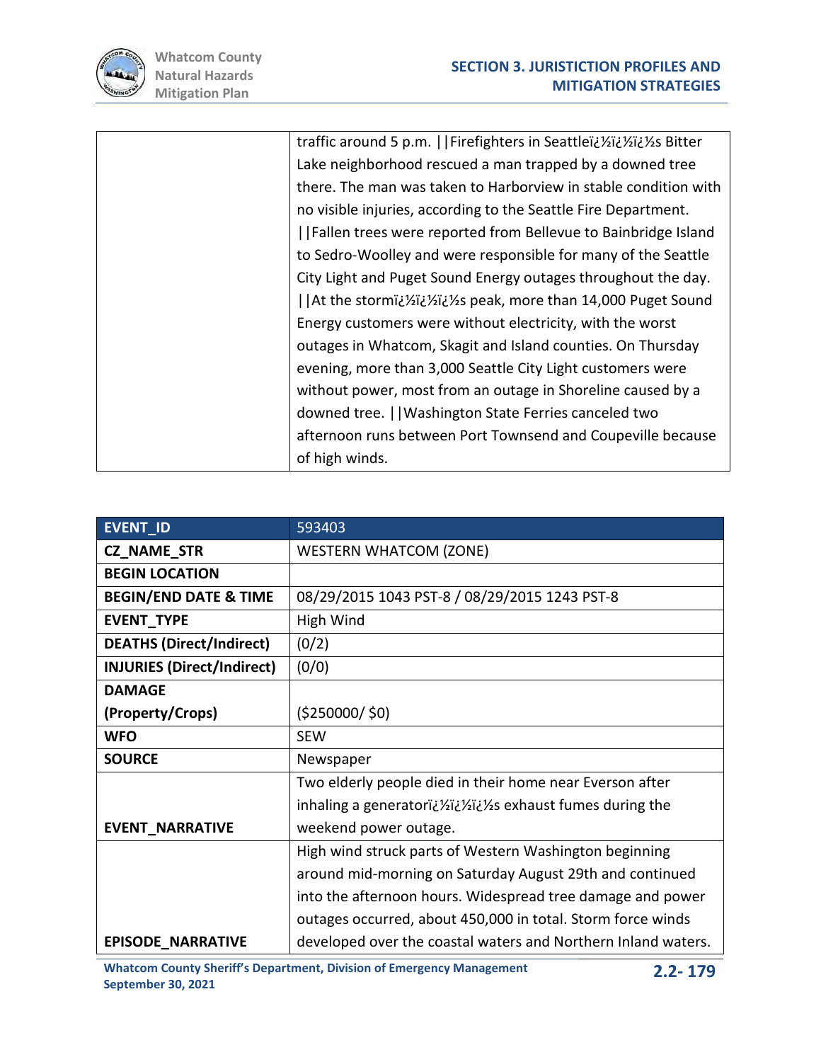| | |
|---|---|
| | traffic around 5 p.m. \|\|Firefighters in Seattleï¿½ï¿½ï¿½s Bitter Lake neighborhood rescued a man trapped by a downed tree there. The man was taken to Harborview in stable condition with no visible injuries, according to the Seattle Fire Department. \|\|Fallen trees were reported from Bellevue to Bainbridge Island to Sedro-Woolley and were responsible for many of the Seattle City Light and Puget Sound Energy outages throughout the day. \|\|At the stormï¿½ï¿½ï¿½s peak, more than 14,000 Puget Sound Energy customers were without electricity, with the worst outages in Whatcom, Skagit and Island counties. On Thursday evening, more than 3,000 Seattle City Light customers were without power, most from an outage in Shoreline caused by a downed tree. \|\|Washington State Ferries canceled two afternoon runs between Port Townsend and Coupeville because of high winds. |

| EVENT_ID | 593403 |
|---|---|
| CZ_NAME_STR | WESTERN WHATCOM (ZONE) |
| BEGIN LOCATION | |
| BEGIN/END DATE & TIME | 08/29/2015 1043 PST-8 / 08/29/2015 1243 PST-8 |
| EVENT_TYPE | High Wind |
| DEATHS (Direct/Indirect) | (0/2) |
| INJURIES (Direct/Indirect) | (0/0) |
| DAMAGE (Property/Crops) | ($250000/ $0) |
| WFO | SEW |
| SOURCE | Newspaper |
| EVENT_NARRATIVE | Two elderly people died in their home near Everson after inhaling a generatorï¿½ï¿½ï¿½s exhaust fumes during the weekend power outage. |
| EPISODE_NARRATIVE | High wind struck parts of Western Washington beginning around mid-morning on Saturday August 29th and continued into the afternoon hours. Widespread tree damage and power outages occurred, about 450,000 in total. Storm force winds developed over the coastal waters and Northern Inland waters. |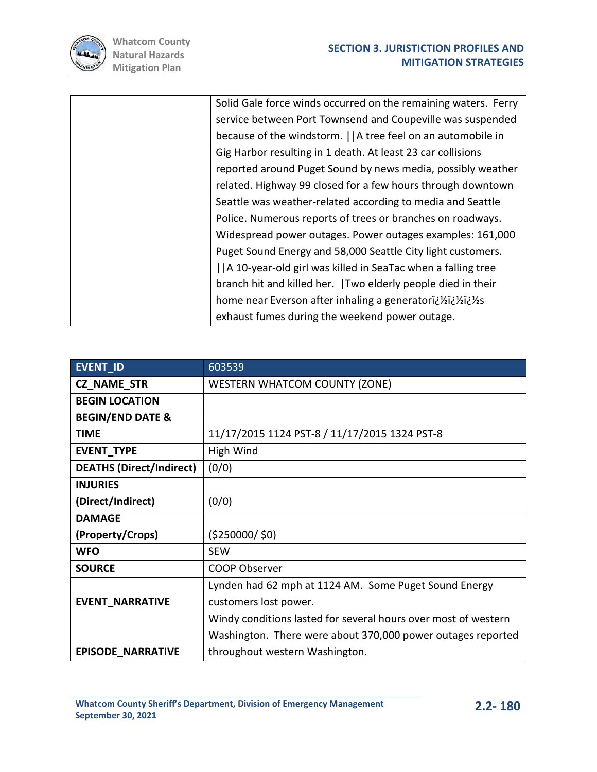| | |
|---|---|
| | Solid Gale force winds occurred on the remaining waters. Ferry service between Port Townsend and Coupeville was suspended because of the windstorm. \|\|A tree feel on an automobile in Gig Harbor resulting in 1 death. At least 23 car collisions reported around Puget Sound by news media, possibly weather related. Highway 99 closed for a few hours through downtown Seattle was weather-related according to media and Seattle Police. Numerous reports of trees or branches on roadways. Widespread power outages. Power outages examples: 161,000 Puget Sound Energy and 58,000 Seattle City light customers. \|\|A 10-year-old girl was killed in SeaTac when a falling tree branch hit and killed her. \|Two elderly people died in their home near Everson after inhaling a generatorï¿½ï¿½ï¿½s exhaust fumes during the weekend power outage. |

| EVENT_ID | 603539 |
|---|---|
| CZ_NAME_STR | WESTERN WHATCOM COUNTY (ZONE) |
| BEGIN LOCATION | |
| BEGIN/END DATE & TIME | 11/17/2015 1124 PST-8 / 11/17/2015 1324 PST-8 |
| EVENT_TYPE | High Wind |
| DEATHS (Direct/Indirect) | (0/0) |
| INJURIES (Direct/Indirect) | (0/0) |
| DAMAGE (Property/Crops) | ($250000/ $0) |
| WFO | SEW |
| SOURCE | COOP Observer |
| EVENT_NARRATIVE | Lynden had 62 mph at 1124 AM. Some Puget Sound Energy customers lost power. |
| EPISODE_NARRATIVE | Windy conditions lasted for several hours over most of western Washington. There were about 370,000 power outages reported throughout western Washington. |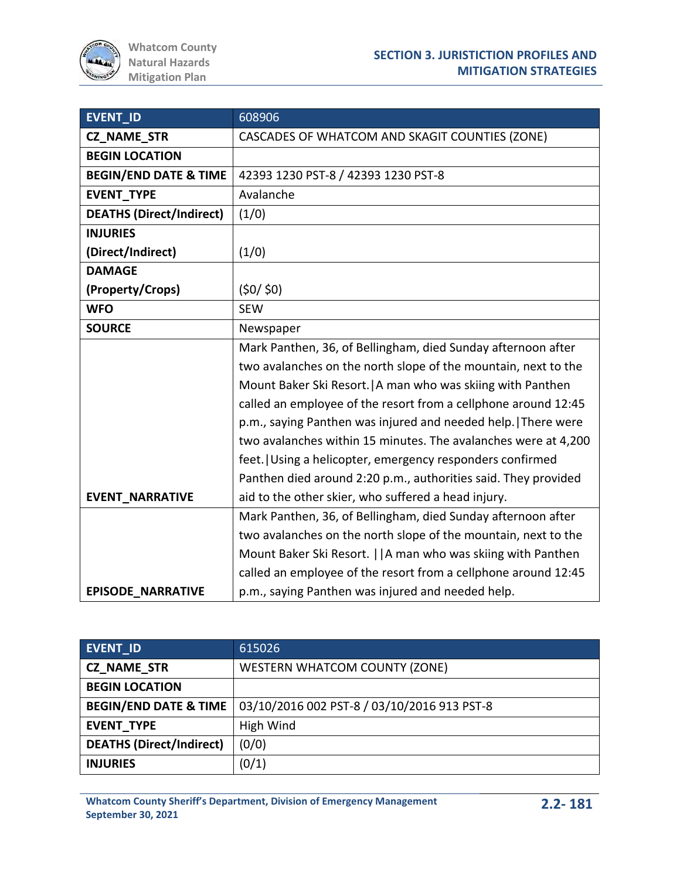| EVENT_ID | 608906 |
|---|---|
| CZ_NAME_STR | CASCADES OF WHATCOM AND SKAGIT COUNTIES (ZONE) |
| BEGIN LOCATION | |
| BEGIN/END DATE & TIME | 42393 1230 PST-8 / 42393 1230 PST-8 |
| EVENT_TYPE | Avalanche |
| DEATHS (Direct/Indirect) | (1/0) |
| INJURIES (Direct/Indirect) | (1/0) |
| DAMAGE (Property/Crops) | ($0/ $0) |
| WFO | SEW |
| SOURCE | Newspaper |
| EVENT_NARRATIVE | Mark Panthen, 36, of Bellingham, died Sunday afternoon after two avalanches on the north slope of the mountain, next to the Mount Baker Ski Resort.\|A man who was skiing with Panthen called an employee of the resort from a cellphone around 12:45 p.m., saying Panthen was injured and needed help.\|There were two avalanches within 15 minutes. The avalanches were at 4,200 feet.\|Using a helicopter, emergency responders confirmed Panthen died around 2:20 p.m., authorities said. They provided aid to the other skier, who suffered a head injury. |
| EPISODE_NARRATIVE | Mark Panthen, 36, of Bellingham, died Sunday afternoon after two avalanches on the north slope of the mountain, next to the Mount Baker Ski Resort. \|\|A man who was skiing with Panthen called an employee of the resort from a cellphone around 12:45 p.m., saying Panthen was injured and needed help. |

| EVENT_ID | 615026 |
|---|---|
| CZ_NAME_STR | WESTERN WHATCOM COUNTY (ZONE) |
| BEGIN LOCATION | |
| BEGIN/END DATE & TIME | 03/10/2016 002 PST-8 / 03/10/2016 913 PST-8 |
| EVENT_TYPE | High Wind |
| DEATHS (Direct/Indirect) | (0/0) |
| INJURIES | (0/1) |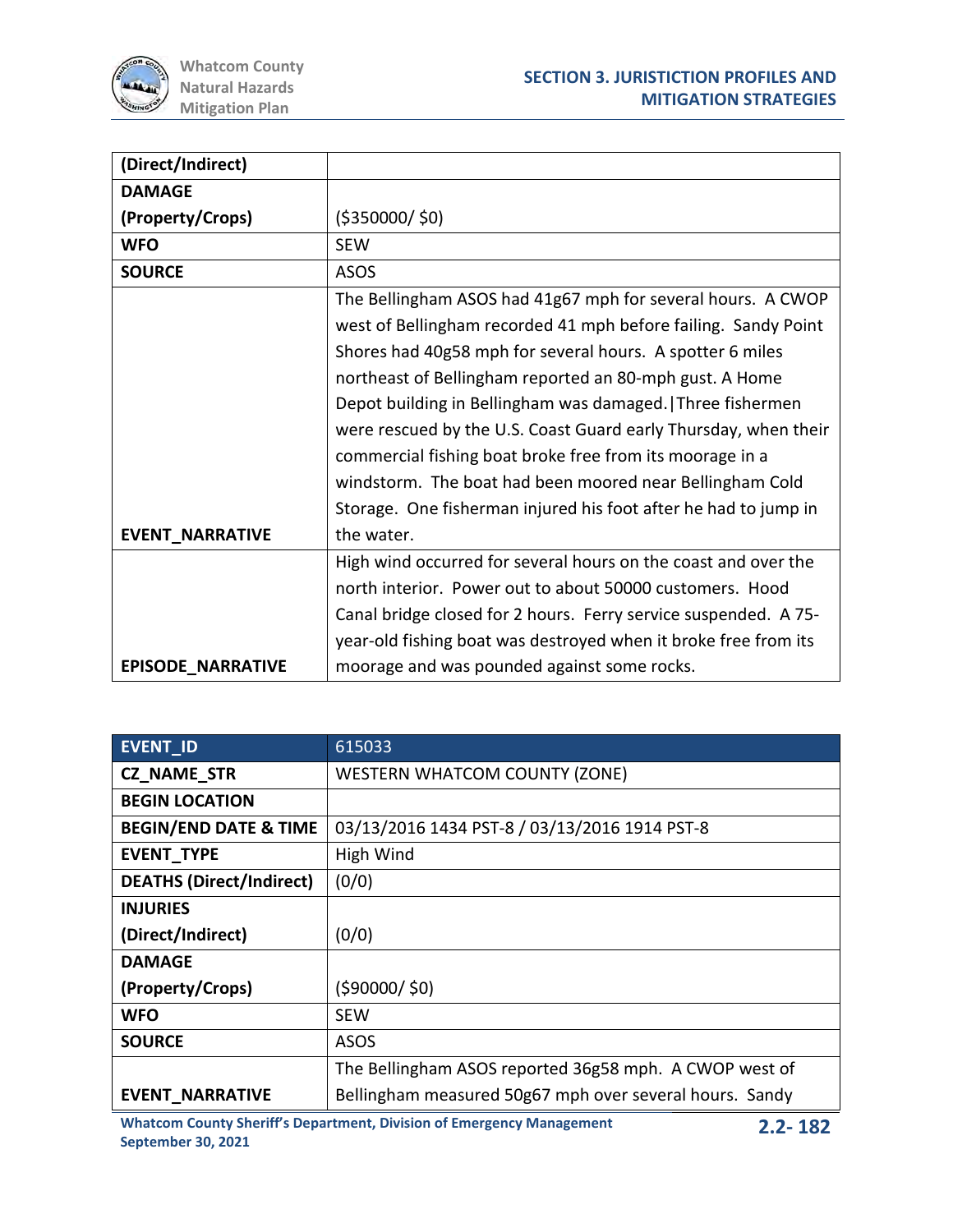| (Direct/Indirect) | |
|---|---|
| DAMAGE (Property/Crops) | ($350000/ $0) |
| WFO | SEW |
| SOURCE | ASOS |
| EVENT_NARRATIVE | The Bellingham ASOS had 41g67 mph for several hours. A CWOP west of Bellingham recorded 41 mph before failing. Sandy Point Shores had 40g58 mph for several hours. A spotter 6 miles northeast of Bellingham reported an 80-mph gust. A Home Depot building in Bellingham was damaged.\|Three fishermen were rescued by the U.S. Coast Guard early Thursday, when their commercial fishing boat broke free from its moorage in a windstorm. The boat had been moored near Bellingham Cold Storage. One fisherman injured his foot after he had to jump in the water. |
| EPISODE_NARRATIVE | High wind occurred for several hours on the coast and over the north interior. Power out to about 50000 customers. Hood Canal bridge closed for 2 hours. Ferry service suspended. A 75-year-old fishing boat was destroyed when it broke free from its moorage and was pounded against some rocks. |

| EVENT_ID | 615033 |
|---|---|
| CZ_NAME_STR | WESTERN WHATCOM COUNTY (ZONE) |
| BEGIN LOCATION | |
| BEGIN/END DATE & TIME | 03/13/2016 1434 PST-8 / 03/13/2016 1914 PST-8 |
| EVENT_TYPE | High Wind |
| DEATHS (Direct/Indirect) | (0/0) |
| INJURIES (Direct/Indirect) | (0/0) |
| DAMAGE (Property/Crops) | ($90000/ $0) |
| WFO | SEW |
| SOURCE | ASOS |
| EVENT_NARRATIVE | The Bellingham ASOS reported 36g58 mph. A CWOP west of Bellingham measured 50g67 mph over several hours. Sandy |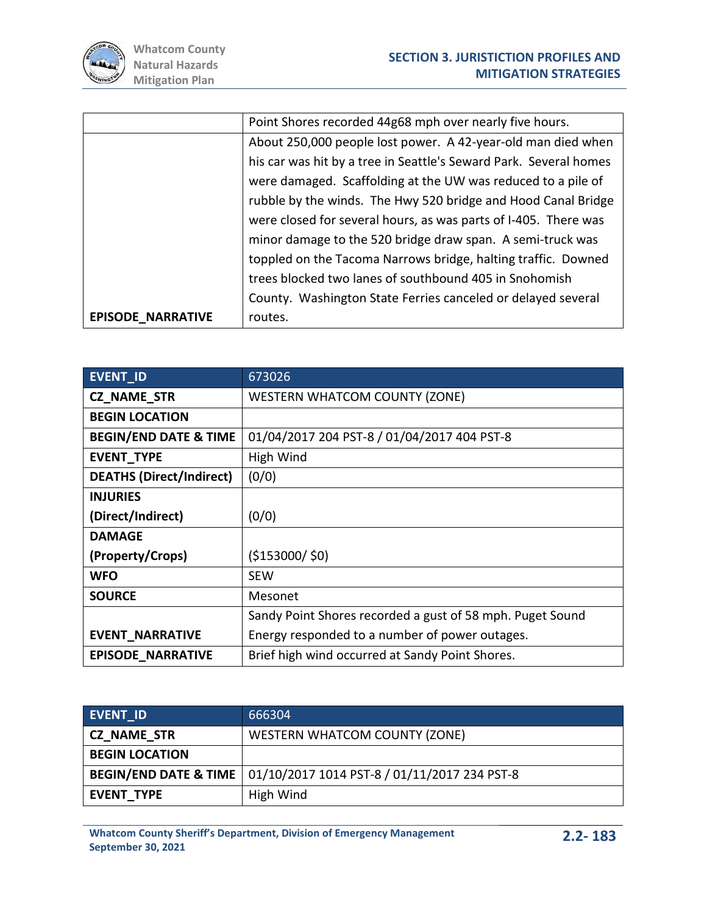| | |
|---|---|
| | Point Shores recorded 44g68 mph over nearly five hours. |
| EPISODE_NARRATIVE | About 250,000 people lost power. A 42-year-old man died when his car was hit by a tree in Seattle's Seward Park. Several homes were damaged. Scaffolding at the UW was reduced to a pile of rubble by the winds. The Hwy 520 bridge and Hood Canal Bridge were closed for several hours, as was parts of I-405. There was minor damage to the 520 bridge draw span. A semi-truck was toppled on the Tacoma Narrows bridge, halting traffic. Downed trees blocked two lanes of southbound 405 in Snohomish County. Washington State Ferries canceled or delayed several routes. |

| EVENT_ID | 673026 |
|---|---|
| CZ_NAME_STR | WESTERN WHATCOM COUNTY (ZONE) |
| BEGIN LOCATION | |
| BEGIN/END DATE & TIME | 01/04/2017 204 PST-8 / 01/04/2017 404 PST-8 |
| EVENT_TYPE | High Wind |
| DEATHS (Direct/Indirect) | (0/0) |
| INJURIES (Direct/Indirect) | (0/0) |
| DAMAGE (Property/Crops) | ($153000/ $0) |
| WFO | SEW |
| SOURCE | Mesonet |
| EVENT_NARRATIVE | Sandy Point Shores recorded a gust of 58 mph. Puget Sound Energy responded to a number of power outages. |
| EPISODE_NARRATIVE | Brief high wind occurred at Sandy Point Shores. |

| EVENT_ID | 666304 |
|---|---|
| CZ_NAME_STR | WESTERN WHATCOM COUNTY (ZONE) |
| BEGIN LOCATION | |
| BEGIN/END DATE & TIME | 01/10/2017 1014 PST-8 / 01/11/2017 234 PST-8 |
| EVENT_TYPE | High Wind |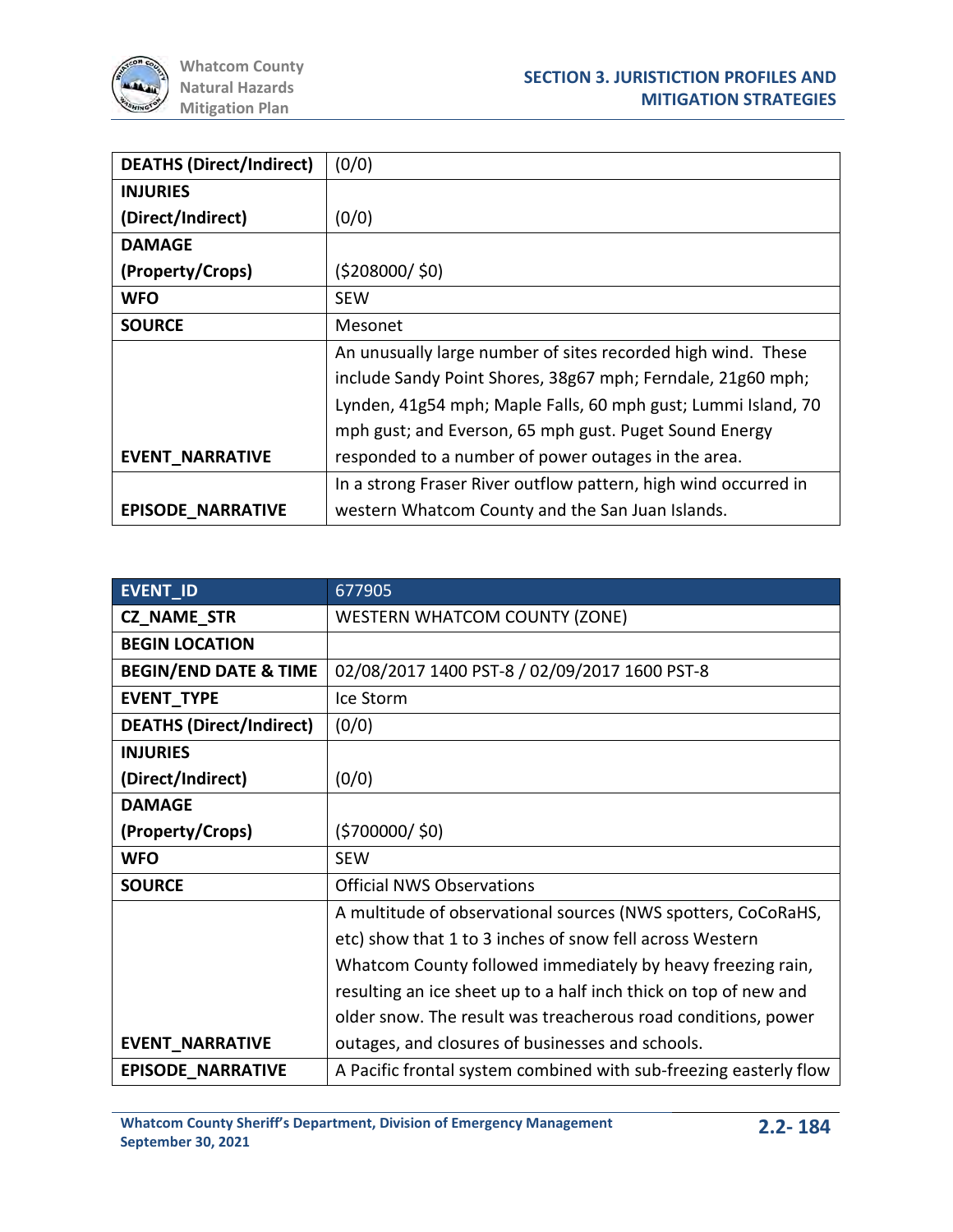| DEATHS (Direct/Indirect) | (0/0) |
|---|---|
| INJURIES (Direct/Indirect) | (0/0) |
| DAMAGE (Property/Crops) | ($208000/ $0) |
| WFO | SEW |
| SOURCE | Mesonet |
| EVENT_NARRATIVE | An unusually large number of sites recorded high wind. These include Sandy Point Shores, 38g67 mph; Ferndale, 21g60 mph; Lynden, 41g54 mph; Maple Falls, 60 mph gust; Lummi Island, 70 mph gust; and Everson, 65 mph gust. Puget Sound Energy responded to a number of power outages in the area. |
| EPISODE_NARRATIVE | In a strong Fraser River outflow pattern, high wind occurred in western Whatcom County and the San Juan Islands. |

| EVENT_ID | 677905 |
|---|---|
| CZ_NAME_STR | WESTERN WHATCOM COUNTY (ZONE) |
| BEGIN LOCATION | |
| BEGIN/END DATE & TIME | 02/08/2017 1400 PST-8 / 02/09/2017 1600 PST-8 |
| EVENT_TYPE | Ice Storm |
| DEATHS (Direct/Indirect) | (0/0) |
| INJURIES (Direct/Indirect) | (0/0) |
| DAMAGE (Property/Crops) | ($700000/ $0) |
| WFO | SEW |
| SOURCE | Official NWS Observations |
| EVENT_NARRATIVE | A multitude of observational sources (NWS spotters, CoCoRaHS, etc) show that 1 to 3 inches of snow fell across Western Whatcom County followed immediately by heavy freezing rain, resulting an ice sheet up to a half inch thick on top of new and older snow. The result was treacherous road conditions, power outages, and closures of businesses and schools. |
| EPISODE_NARRATIVE | A Pacific frontal system combined with sub-freezing easterly flow |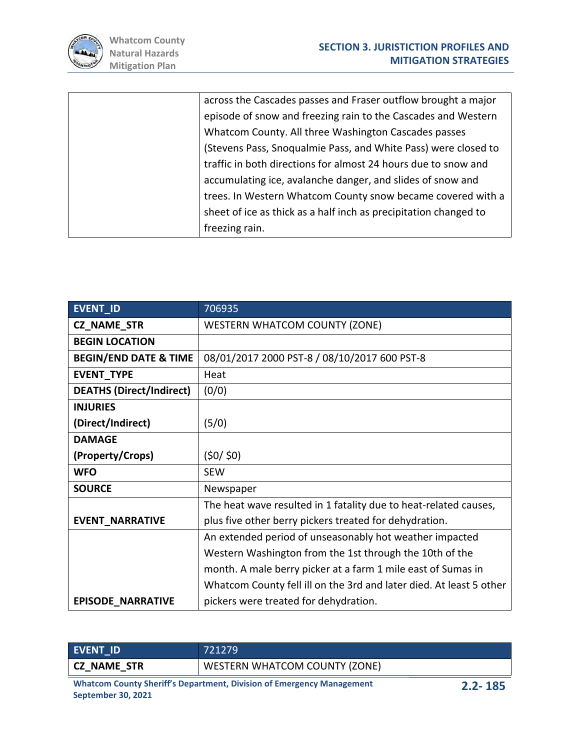|  | across the Cascades passes and Fraser outflow brought a major episode of snow and freezing rain to the Cascades and Western Whatcom County. All three Washington Cascades passes (Stevens Pass, Snoqualmie Pass, and White Pass) were closed to traffic in both directions for almost 24 hours due to snow and accumulating ice, avalanche danger, and slides of snow and trees. In Western Whatcom County snow became covered with a sheet of ice as thick as a half inch as precipitation changed to freezing rain. |
|---|---|

| EVENT_ID | 706935 |
|---|---|
| CZ_NAME_STR | WESTERN WHATCOM COUNTY (ZONE) |
| BEGIN LOCATION | |
| BEGIN/END DATE & TIME | 08/01/2017 2000 PST-8 / 08/10/2017 600 PST-8 |
| EVENT_TYPE | Heat |
| DEATHS (Direct/Indirect) | (0/0) |
| INJURIES (Direct/Indirect) | (5/0) |
| DAMAGE (Property/Crops) | ($0/ $0) |
| WFO | SEW |
| SOURCE | Newspaper |
| EVENT_NARRATIVE | The heat wave resulted in 1 fatality due to heat-related causes, plus five other berry pickers treated for dehydration. |
| EPISODE_NARRATIVE | An extended period of unseasonably hot weather impacted Western Washington from the 1st through the 10th of the month. A male berry picker at a farm 1 mile east of Sumas in Whatcom County fell ill on the 3rd and later died. At least 5 other pickers were treated for dehydration. |

| EVENT_ID | 721279 |
|---|---|
| CZ_NAME_STR | WESTERN WHATCOM COUNTY (ZONE) |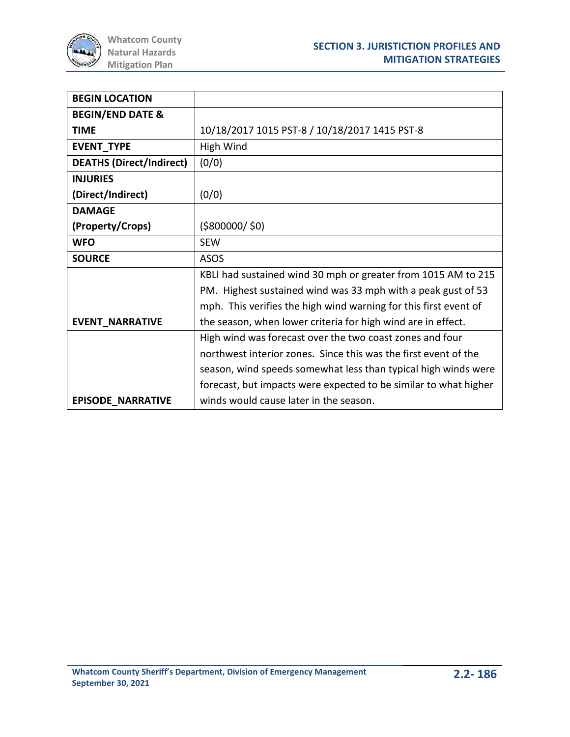| BEGIN LOCATION | |
| --- | --- |
| BEGIN/END DATE & TIME | 10/18/2017 1015 PST-8 / 10/18/2017 1415 PST-8 |
| EVENT_TYPE | High Wind |
| DEATHS (Direct/Indirect) | (0/0) |
| INJURIES (Direct/Indirect) | (0/0) |
| DAMAGE (Property/Crops) | ($800000/ $0) |
| WFO | SEW |
| SOURCE | ASOS |
| EVENT_NARRATIVE | KBLI had sustained wind 30 mph or greater from 1015 AM to 215 PM. Highest sustained wind was 33 mph with a peak gust of 53 mph. This verifies the high wind warning for this first event of the season, when lower criteria for high wind are in effect. |
| EPISODE_NARRATIVE | High wind was forecast over the two coast zones and four northwest interior zones. Since this was the first event of the season, wind speeds somewhat less than typical high winds were forecast, but impacts were expected to be similar to what higher winds would cause later in the season. |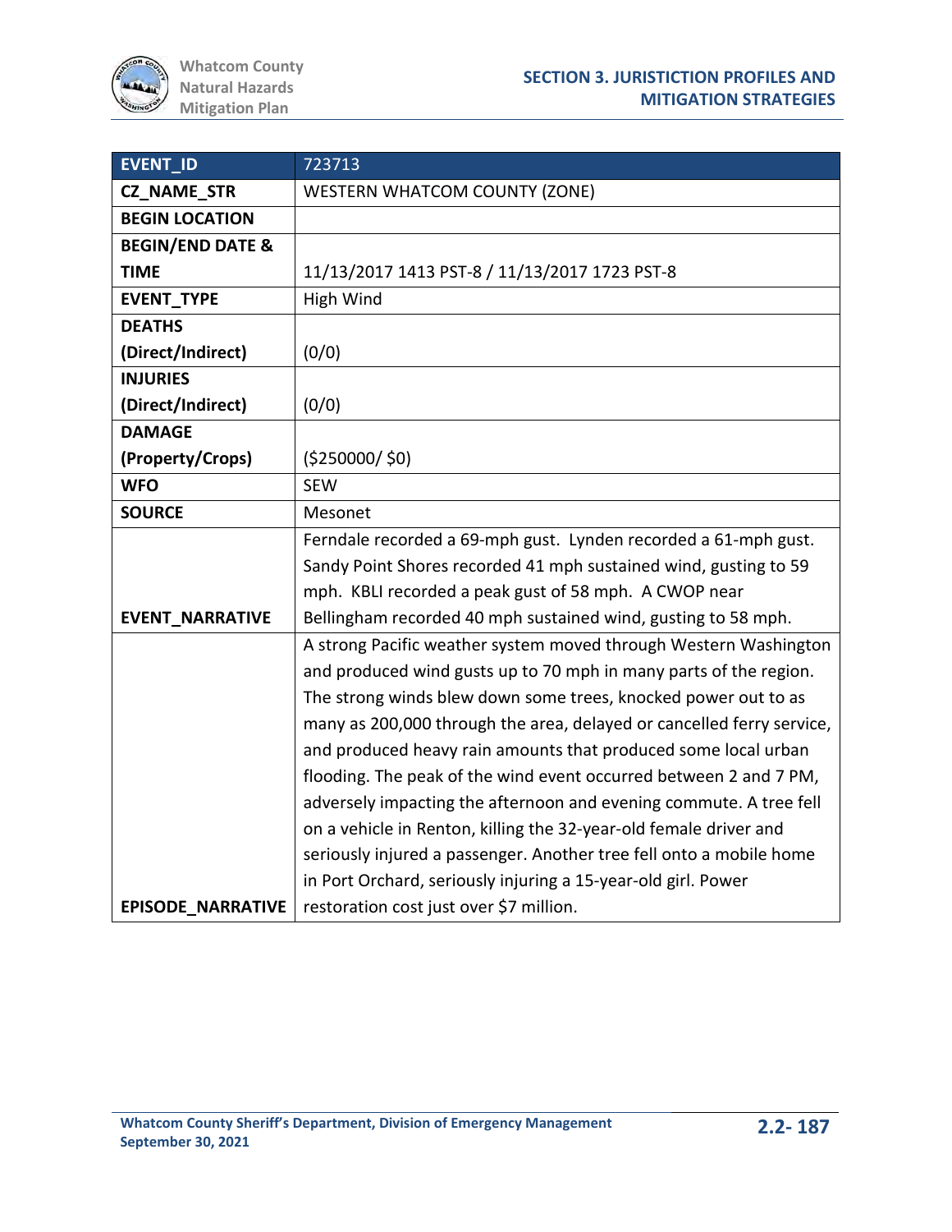| EVENT_ID | 723713 |
| --- | --- |
| CZ_NAME_STR | WESTERN WHATCOM COUNTY (ZONE) |
| BEGIN LOCATION | |
| BEGIN/END DATE & TIME | 11/13/2017 1413 PST-8 / 11/13/2017 1723 PST-8 |
| EVENT_TYPE | High Wind |
| DEATHS (Direct/Indirect) | (0/0) |
| INJURIES (Direct/Indirect) | (0/0) |
| DAMAGE (Property/Crops) | ($250000/ $0) |
| WFO | SEW |
| SOURCE | Mesonet |
| EVENT_NARRATIVE | Ferndale recorded a 69-mph gust. Lynden recorded a 61-mph gust. Sandy Point Shores recorded 41 mph sustained wind, gusting to 59 mph. KBLI recorded a peak gust of 58 mph. A CWOP near Bellingham recorded 40 mph sustained wind, gusting to 58 mph. |
| EPISODE_NARRATIVE | A strong Pacific weather system moved through Western Washington and produced wind gusts up to 70 mph in many parts of the region. The strong winds blew down some trees, knocked power out to as many as 200,000 through the area, delayed or cancelled ferry service, and produced heavy rain amounts that produced some local urban flooding. The peak of the wind event occurred between 2 and 7 PM, adversely impacting the afternoon and evening commute. A tree fell on a vehicle in Renton, killing the 32-year-old female driver and seriously injured a passenger. Another tree fell onto a mobile home in Port Orchard, seriously injuring a 15-year-old girl. Power restoration cost just over $7 million. |